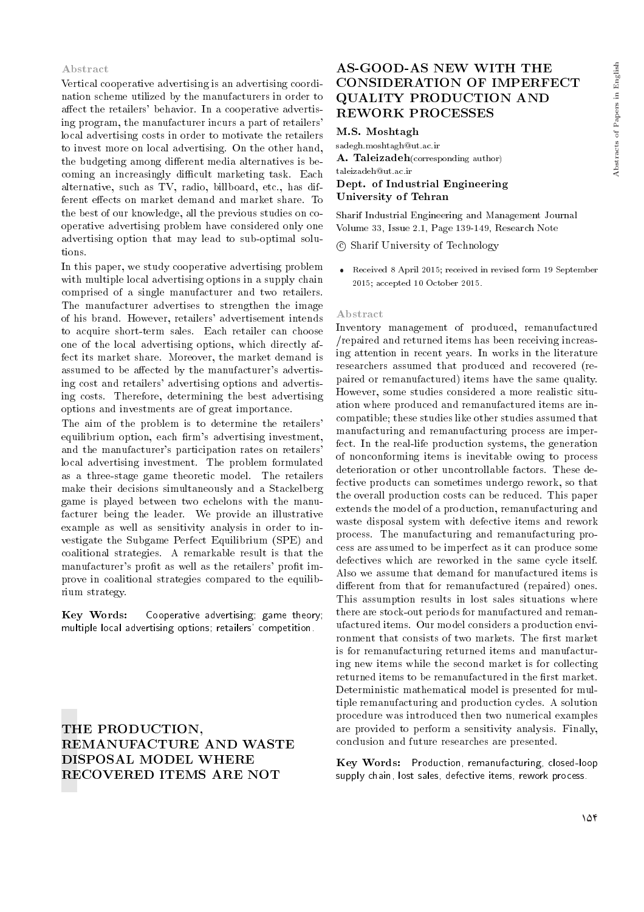## Abstract

Vertical cooperative advertising is an advertising coordination scheme utilized by the manufacturers in order to affect the retailers' behavior. In a cooperative advertising program, the manufacturer incurs a part of retailers' local advertising costs in order to motivate the retailers to invest more on local advertising. On the other hand, the budgeting among different media alternatives is becoming an increasingly difficult marketing task. Each alternative, such as TV, radio, billboard, etc., has different effects on market demand and market share. To the best of our knowledge, all the previous studies on cooperative advertising problem have considered only one advertising option that may lead to sub-optimal solutions.

In this paper, we study cooperative advertising problem with multiple local advertising options in a supply chain comprised of a single manufacturer and two retailers. The manufacturer advertises to strengthen the image of his brand. However, retailers' advertisement intends to acquire short-term sales. Each retailer can choose one of the local advertising options, which directly affect its market share. Moreover, the market demand is assumed to be affected by the manufacturer's advertising cost and retailers' advertising options and advertising costs. Therefore, determining the best advertising options and investments are of great importance.

The aim of the problem is to determine the retailers' equilibrium option, each firm's advertising investment, and the manufacturer's participation rates on retailers' local advertising investment. The problem formulated as a three-stage game theoretic model. The retailers make their decisions simultaneously and a Stackelberg game is played between two echelons with the manufacturer being the leader. We provide an illustrative example as well as sensitivity analysis in order to investigate the Subgame Perfect Equilibrium (SPE) and coalitional strategies. A remarkable result is that the manufacturer's profit as well as the retailers' profit improve in coalitional strategies compared to the equilibrium strategy.

**Key Words:** Cooperative advertising; game theory; multiple local advertising options; retailers' competition.

# THE PRODUCTION, REMANUFACTURE AND WASTE DISPOSAL MODEL WHERE RECOVERED ITEMS ARE NOT AS-GOOD-AS NEW WITH THE CONSIDERATION OF IMPERFECT QUALITY PRODUCTION AND REWORK PROCESSES

**M.S. Moshtagh**
sadegh.moshtagh@ut.ac.ir

**A. Taleizadeh**(corresponding author)
taleizadeh@ut.ac.ir

**Dept. of Industrial Engineering**
**University of Tehran**

Sharif Industrial Engineering and Management Journal
Volume 33, Issue 2.1, Page 139-149, Research Note

© Sharif University of Technology

- Received 8 April 2015; received in revised form 19 September 2015; accepted 10 October 2015.

## Abstract

Inventory management of produced, remanufactured /repaired and returned items has been receiving increasing attention in recent years. In works in the literature researchers assumed that produced and recovered (repaired or remanufactured) items have the same quality. However, some studies considered a more realistic situation where produced and remanufactured items are incompatible; these studies like other studies assumed that manufacturing and remanufacturing process are imperfect. In the real-life production systems, the generation of nonconforming items is inevitable owing to process deterioration or other uncontrollable factors. These defective products can sometimes undergo rework, so that the overall production costs can be reduced. This paper extends the model of a production, remanufacturing and waste disposal system with defective items and rework process. The manufacturing and remanufacturing process are assumed to be imperfect as it can produce some defectives which are reworked in the same cycle itself. Also we assume that demand for manufactured items is different from that for remanufactured (repaired) ones. This assumption results in lost sales situations where there are stock-out periods for manufactured and remanufactured items. Our model considers a production environment that consists of two markets. The first market is for remanufacturing returned items and manufacturing new items while the second market is for collecting returned items to be remanufactured in the first market. Deterministic mathematical model is presented for multiple remanufacturing and production cycles. A solution procedure was introduced then two numerical examples are provided to perform a sensitivity analysis. Finally, conclusion and future researches are presented.

**Key Words:** Production, remanufacturing, closed-loop supply chain, lost sales, defective items, rework process.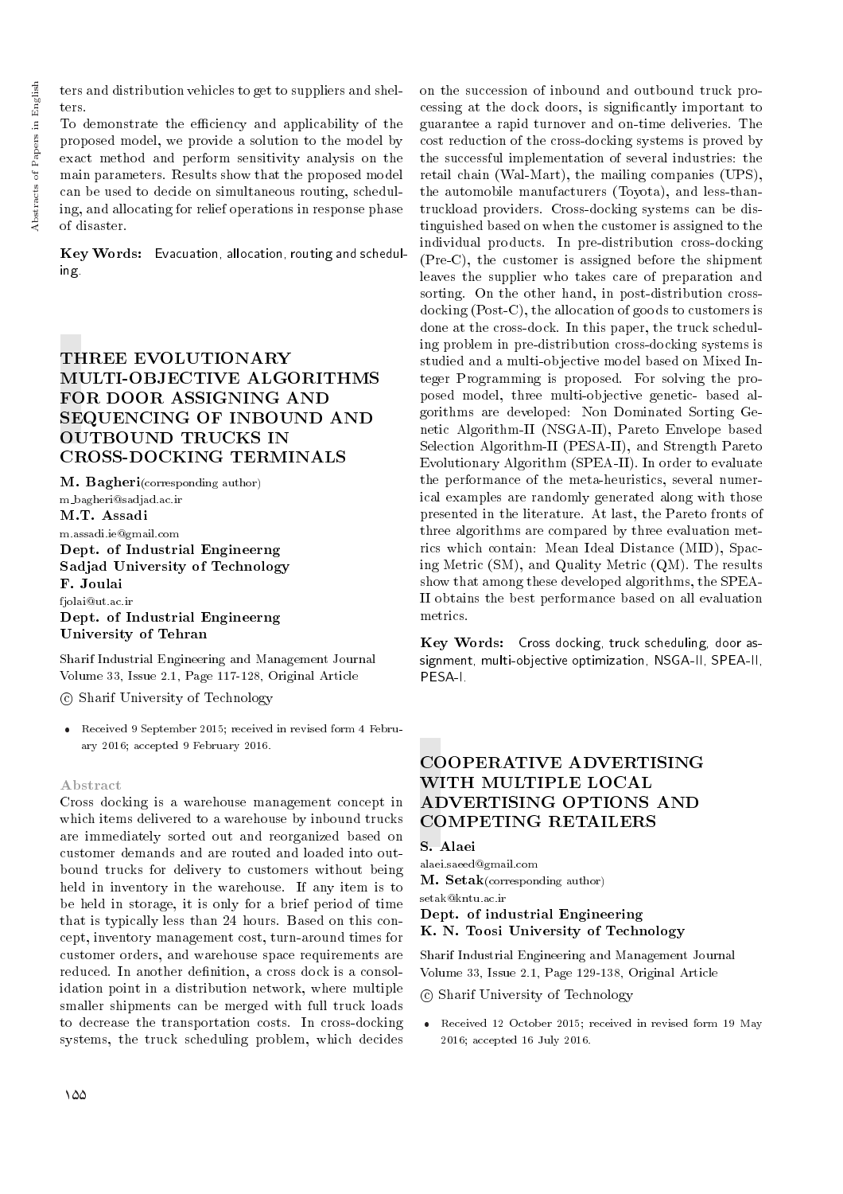ters and distribution vehicles to get to suppliers and shelters.

To demonstrate the efficiency and applicability of the proposed model, we provide a solution to the model by exact method and perform sensitivity analysis on the main parameters. Results show that the proposed model can be used to decide on simultaneous routing, scheduling, and allocating for relief operations in response phase of disaster.

**Key Words:** Evacuation, allocation, routing and scheduling.

## THREE EVOLUTIONARY MULTI-OBJECTIVE ALGORITHMS FOR DOOR ASSIGNING AND SEQUENCING OF INBOUND AND OUTBOUND TRUCKS IN CROSS-DOCKING TERMINALS

**M. Bagheri**(corresponding author)
m_bagheri@sadjad.ac.ir
**M.T. Assadi**
m.assadi.ie@gmail.com
**Dept. of Industrial Engineerng**
**Sadjad University of Technology**
**F. Joulai**
fjolai@ut.ac.ir
**Dept. of Industrial Engineerng**
**University of Tehran**

Sharif Industrial Engineering and Management Journal
Volume 33, Issue 2.1, Page 117-128, Original Article

© Sharif University of Technology

- Received 9 September 2015; received in revised form 4 February 2016; accepted 9 February 2016.

### Abstract

Cross docking is a warehouse management concept in which items delivered to a warehouse by inbound trucks are immediately sorted out and reorganized based on customer demands and are routed and loaded into outbound trucks for delivery to customers without being held in inventory in the warehouse. If any item is to be held in storage, it is only for a brief period of time that is typically less than 24 hours. Based on this concept, inventory management cost, turn-around times for customer orders, and warehouse space requirements are reduced. In another definition, a cross dock is a consolidation point in a distribution network, where multiple smaller shipments can be merged with full truck loads to decrease the transportation costs. In cross-docking systems, the truck scheduling problem, which decides on the succession of inbound and outbound truck processing at the dock doors, is significantly important to guarantee a rapid turnover and on-time deliveries. The cost reduction of the cross-docking systems is proved by the successful implementation of several industries: the retail chain (Wal-Mart), the mailing companies (UPS), the automobile manufacturers (Toyota), and less-than-truckload providers. Cross-docking systems can be distinguished based on when the customer is assigned to the individual products. In pre-distribution cross-docking (Pre-C), the customer is assigned before the shipment leaves the supplier who takes care of preparation and sorting. On the other hand, in post-distribution cross-docking (Post-C), the allocation of goods to customers is done at the cross-dock. In this paper, the truck scheduling problem in pre-distribution cross-docking systems is studied and a multi-objective model based on Mixed Integer Programming is proposed. For solving the proposed model, three multi-objective genetic- based algorithms are developed: Non Dominated Sorting Genetic Algorithm-II (NSGA-II), Pareto Envelope based Selection Algorithm-II (PESA-II), and Strength Pareto Evolutionary Algorithm (SPEA-II). In order to evaluate the performance of the meta-heuristics, several numerical examples are randomly generated along with those presented in the literature. At last, the Pareto fronts of three algorithms are compared by three evaluation metrics which contain: Mean Ideal Distance (MID), Spacing Metric (SM), and Quality Metric (QM). The results show that among these developed algorithms, the SPEA-II obtains the best performance based on all evaluation metrics.

**Key Words:** Cross docking, truck scheduling, door assignment, multi-objective optimization, NSGA-II, SPEA-II, PESA-I.

## COOPERATIVE ADVERTISING WITH MULTIPLE LOCAL ADVERTISING OPTIONS AND COMPETING RETAILERS

**S. Alaei**
alaei.saeed@gmail.com
**M. Setak**(corresponding author)
setak@kntu.ac.ir
**Dept. of industrial Engineering**
**K. N. Toosi University of Technology**

Sharif Industrial Engineering and Management Journal
Volume 33, Issue 2.1, Page 129-138, Original Article

© Sharif University of Technology

- Received 12 October 2015; received in revised form 19 May 2016; accepted 16 July 2016.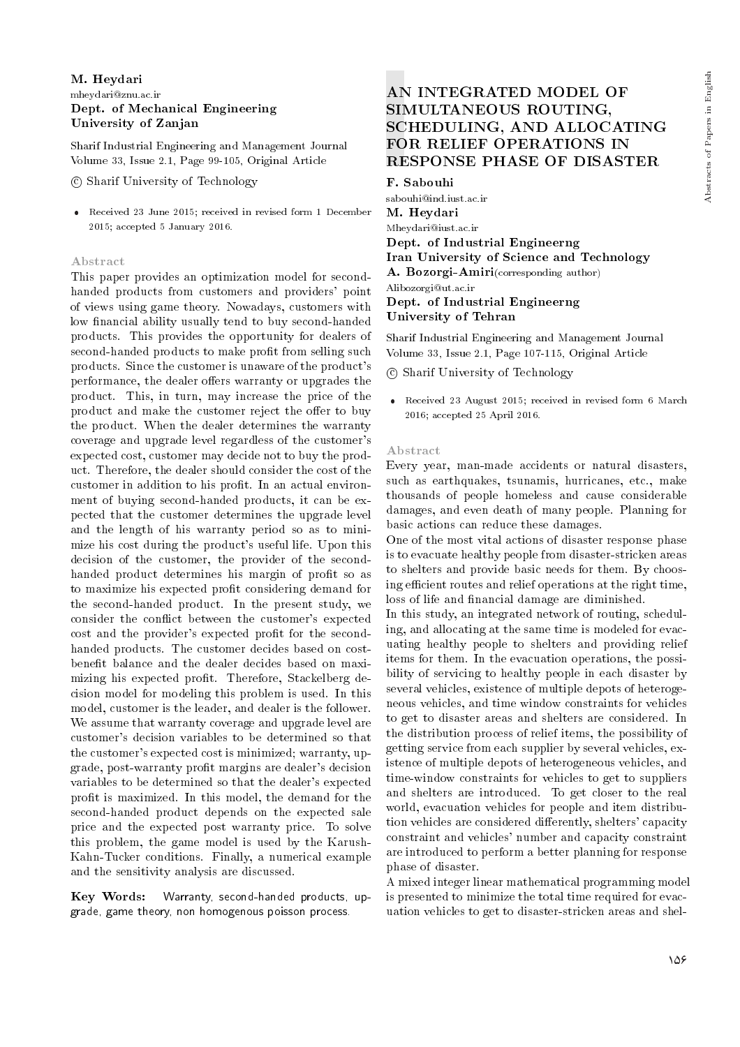M. Heydari
mheydari@znu.ac.ir
**Dept. of Mechanical Engineering**
**University of Zanjan**

Sharif Industrial Engineering and Management Journal
Volume 33, Issue 2.1, Page 99-105, Original Article

© Sharif University of Technology

- Received 23 June 2015; received in revised form 1 December 2015; accepted 5 January 2016.

### Abstract

This paper provides an optimization model for second-handed products from customers and providers' point of views using game theory. Nowadays, customers with low financial ability usually tend to buy second-handed products. This provides the opportunity for dealers of second-handed products to make profit from selling such products. Since the customer is unaware of the product's performance, the dealer offers warranty or upgrades the product. This, in turn, may increase the price of the product and make the customer reject the offer to buy the product. When the dealer determines the warranty coverage and upgrade level regardless of the customer's expected cost, customer may decide not to buy the product. Therefore, the dealer should consider the cost of the customer in addition to his profit. In an actual environment of buying second-handed products, it can be expected that the customer determines the upgrade level and the length of his warranty period so as to minimize his cost during the product's useful life. Upon this decision of the customer, the provider of the second-handed product determines his margin of profit so as to maximize his expected profit considering demand for the second-handed product. In the present study, we consider the conflict between the customer's expected cost and the provider's expected profit for the second-handed products. The customer decides based on cost-benefit balance and the dealer decides based on maximizing his expected profit. Therefore, Stackelberg decision model for modeling this problem is used. In this model, customer is the leader, and dealer is the follower. We assume that warranty coverage and upgrade level are customer's decision variables to be determined so that the customer's expected cost is minimized; warranty, upgrade, post-warranty profit margins are dealer's decision variables to be determined so that the dealer's expected profit is maximized. In this model, the demand for the second-handed product depends on the expected sale price and the expected post warranty price. To solve this problem, the game model is used by the Karush-Kahn-Tucker conditions. Finally, a numerical example and the sensitivity analysis are discussed.

**Key Words:** Warranty, second-handed products, upgrade, game theory, non homogenous poisson process.

## AN INTEGRATED MODEL OF SIMULTANEOUS ROUTING, SCHEDULING, AND ALLOCATING FOR RELIEF OPERATIONS IN RESPONSE PHASE OF DISASTER

**F. Sabouhi**
sabouhi@ind.iust.ac.ir
**M. Heydari**
Mheydari@iust.ac.ir
**Dept. of Industrial Engineerng**
**Iran University of Science and Technology**
**A. Bozorgi-Amiri** (corresponding author)
Alibozorgi@ut.ac.ir
**Dept. of Industrial Engineerng**
**University of Tehran**

Sharif Industrial Engineering and Management Journal
Volume 33, Issue 2.1, Page 107-115, Original Article

© Sharif University of Technology

- Received 23 August 2015; received in revised form 6 March 2016; accepted 25 April 2016.

### Abstract

Every year, man-made accidents or natural disasters, such as earthquakes, tsunamis, hurricanes, etc., make thousands of people homeless and cause considerable damages, and even death of many people. Planning for basic actions can reduce these damages.

One of the most vital actions of disaster response phase is to evacuate healthy people from disaster-stricken areas to shelters and provide basic needs for them. By choosing efficient routes and relief operations at the right time, loss of life and financial damage are diminished.

In this study, an integrated network of routing, scheduling, and allocating at the same time is modeled for evacuating healthy people to shelters and providing relief items for them. In the evacuation operations, the possibility of servicing to healthy people in each disaster by several vehicles, existence of multiple depots of heterogeneous vehicles, and time window constraints for vehicles to get to disaster areas and shelters are considered. In the distribution process of relief items, the possibility of getting service from each supplier by several vehicles, existence of multiple depots of heterogeneous vehicles, and time-window constraints for vehicles to get to suppliers and shelters are introduced. To get closer to the real world, evacuation vehicles for people and item distribution vehicles are considered differently, shelters' capacity constraint and vehicles' number and capacity constraint are introduced to perform a better planning for response phase of disaster.

A mixed integer linear mathematical programming model is presented to minimize the total time required for evacuation vehicles to get to disaster-stricken areas and shel-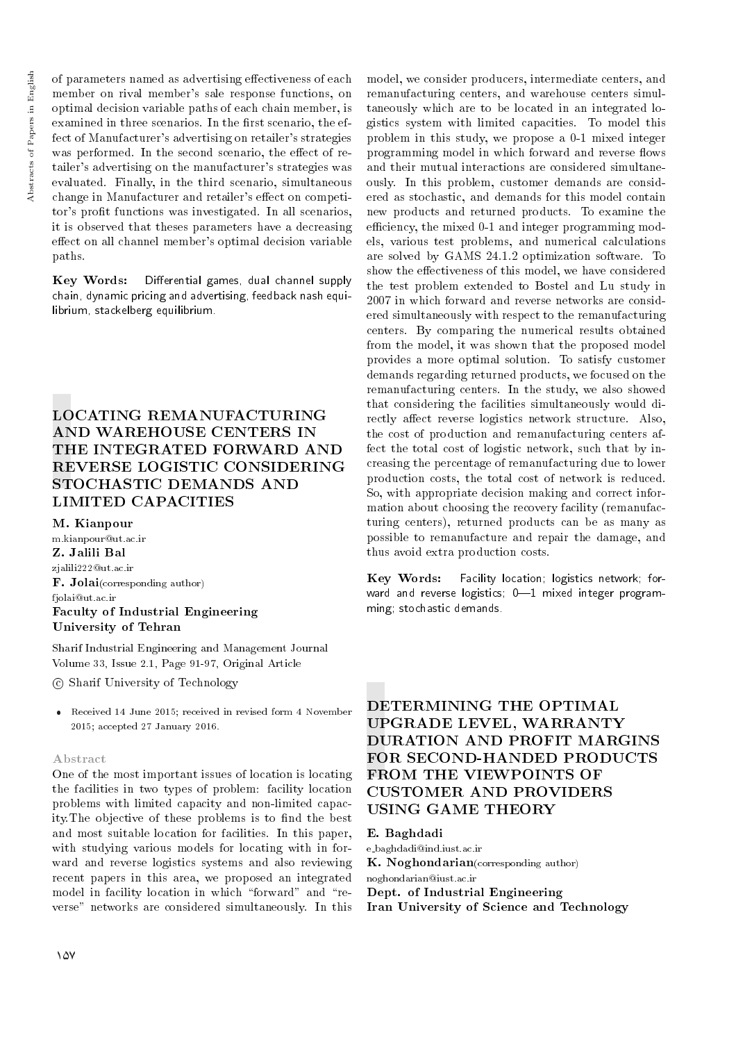of parameters named as advertising effectiveness of each member on rival member's sale response functions, on optimal decision variable paths of each chain member, is examined in three scenarios. In the first scenario, the effect of Manufacturer's advertising on retailer's strategies was performed. In the second scenario, the effect of retailer's advertising on the manufacturer's strategies was evaluated. Finally, in the third scenario, simultaneous change in Manufacturer and retailer's effect on competitor's profit functions was investigated. In all scenarios, it is observed that theses parameters have a decreasing effect on all channel member's optimal decision variable paths.

**Key Words:** Differential games, dual channel supply chain, dynamic pricing and advertising, feedback nash equilibrium, stackelberg equilibrium.

## LOCATING REMANUFACTURING AND WAREHOUSE CENTERS IN THE INTEGRATED FORWARD AND REVERSE LOGISTIC CONSIDERING STOCHASTIC DEMANDS AND LIMITED CAPACITIES

**M. Kianpour**
m.kianpour@ut.ac.ir
**Z. Jalili Bal**
zjalili222@ut.ac.ir
**F. Jolai**(corresponding author)
fjolai@ut.ac.ir
**Faculty of Industrial Engineering**
**University of Tehran**

Sharif Industrial Engineering and Management Journal
Volume 33, Issue 2.1, Page 91-97, Original Article

© Sharif University of Technology

- Received 14 June 2015; received in revised form 4 November 2015; accepted 27 January 2016.

### Abstract

One of the most important issues of location is locating the facilities in two types of problem: facility location problems with limited capacity and non-limited capacity.The objective of these problems is to find the best and most suitable location for facilities. In this paper, with studying various models for locating with in forward and reverse logistics systems and also reviewing recent papers in this area, we proposed an integrated model in facility location in which "forward" and "reverse" networks are considered simultaneously. In this model, we consider producers, intermediate centers, and remanufacturing centers, and warehouse centers simultaneously which are to be located in an integrated logistics system with limited capacities. To model this problem in this study, we propose a 0-1 mixed integer programming model in which forward and reverse flows and their mutual interactions are considered simultaneously. In this problem, customer demands are considered as stochastic, and demands for this model contain new products and returned products. To examine the efficiency, the mixed 0-1 and integer programming models, various test problems, and numerical calculations are solved by GAMS 24.1.2 optimization software. To show the effectiveness of this model, we have considered the test problem extended to Bostel and Lu study in 2007 in which forward and reverse networks are considered simultaneously with respect to the remanufacturing centers. By comparing the numerical results obtained from the model, it was shown that the proposed model provides a more optimal solution. To satisfy customer demands regarding returned products, we focused on the remanufacturing centers. In the study, we also showed that considering the facilities simultaneously would directly affect reverse logistics network structure. Also, the cost of production and remanufacturing centers affect the total cost of logistic network, such that by increasing the percentage of remanufacturing due to lower production costs, the total cost of network is reduced. So, with appropriate decision making and correct information about choosing the recovery facility (remanufacturing centers), returned products can be as many as possible to remanufacture and repair the damage, and thus avoid extra production costs.

**Key Words:** Facility location; logistics network; forward and reverse logistics; 0—1 mixed integer programming; stochastic demands.

## DETERMINING THE OPTIMAL UPGRADE LEVEL, WARRANTY DURATION AND PROFIT MARGINS FOR SECOND-HANDED PRODUCTS FROM THE VIEWPOINTS OF CUSTOMER AND PROVIDERS USING GAME THEORY

**E. Baghdadi**
e_baghdadi@ind.iust.ac.ir
**K. Noghondarian**(corresponding author)
noghondarian@iust.ac.ir
**Dept. of Industrial Engineering**
**Iran University of Science and Technology**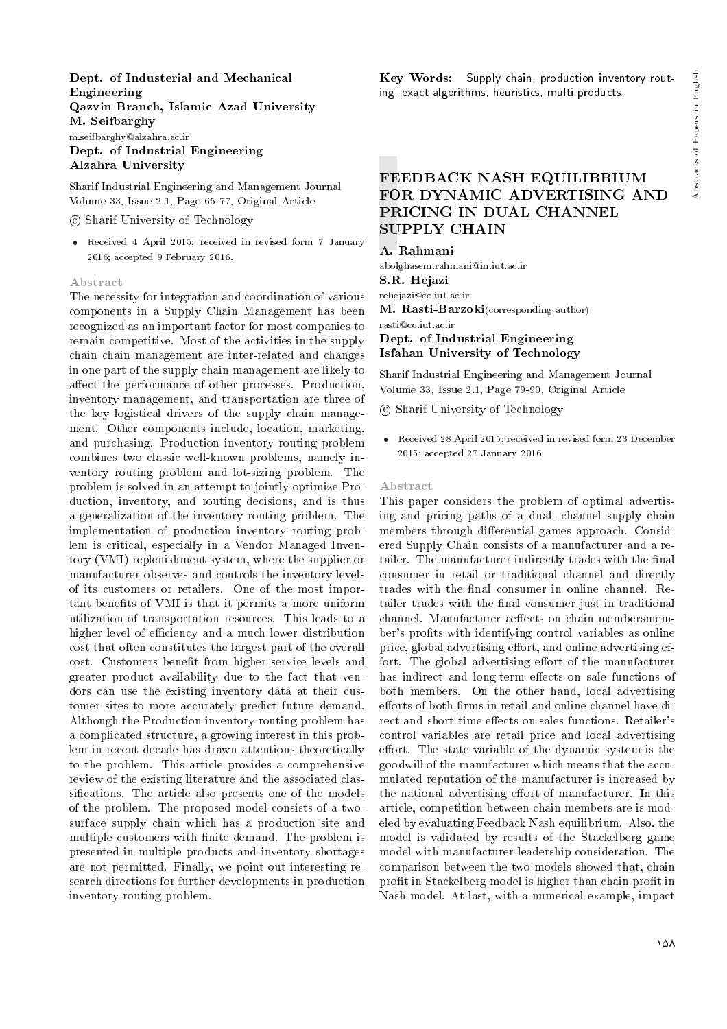**Dept. of Industerial and Mechanical Engineering**
**Qazvin Branch, Islamic Azad University**
**M. Seifbarghy**
m.seifbarghy@alzahra.ac.ir
**Dept. of Industrial Engineering**
**Alzahra University**

Sharif Industrial Engineering and Management Journal
Volume 33, Issue 2.1, Page 65-77, Original Article

© Sharif University of Technology

- Received 4 April 2015; received in revised form 7 January 2016; accepted 9 February 2016.

### Abstract

The necessity for integration and coordination of various components in a Supply Chain Management has been recognized as an important factor for most companies to remain competitive. Most of the activities in the supply chain chain management are inter-related and changes in one part of the supply chain management are likely to affect the performance of other processes. Production, inventory management, and transportation are three of the key logistical drivers of the supply chain management. Other components include, location, marketing, and purchasing. Production inventory routing problem combines two classic well-known problems, namely inventory routing problem and lot-sizing problem. The problem is solved in an attempt to jointly optimize Production, inventory, and routing decisions, and is thus a generalization of the inventory routing problem. The implementation of production inventory routing problem is critical, especially in a Vendor Managed Inventory (VMI) replenishment system, where the supplier or manufacturer observes and controls the inventory levels of its customers or retailers. One of the most important benefits of VMI is that it permits a more uniform utilization of transportation resources. This leads to a higher level of efficiency and a much lower distribution cost that often constitutes the largest part of the overall cost. Customers benefit from higher service levels and greater product availability due to the fact that vendors can use the existing inventory data at their customer sites to more accurately predict future demand. Although the Production inventory routing problem has a complicated structure, a growing interest in this problem in recent decade has drawn attentions theoretically to the problem. This article provides a comprehensive review of the existing literature and the associated classifications. The article also presents one of the models of the problem. The proposed model consists of a two-surface supply chain which has a production site and multiple customers with finite demand. The problem is presented in multiple products and inventory shortages are not permitted. Finally, we point out interesting research directions for further developments in production inventory routing problem.

**Key Words:** Supply chain, production inventory routing, exact algorithms, heuristics, multi products.

## FEEDBACK NASH EQUILIBRIUM FOR DYNAMIC ADVERTISING AND PRICING IN DUAL CHANNEL SUPPLY CHAIN

**A. Rahmani**
abolghasem.rahmani@in.iut.ac.ir
**S.R. Hejazi**
rehejazi@cc.iut.ac.ir
**M. Rasti-Barzoki**(corresponding author)
rasti@cc.iut.ac.ir
**Dept. of Industrial Engineering**
**Isfahan University of Technology**

Sharif Industrial Engineering and Management Journal
Volume 33, Issue 2.1, Page 79-90, Original Article

© Sharif University of Technology

- Received 28 April 2015; received in revised form 23 December 2015; accepted 27 January 2016.

### Abstract

This paper considers the problem of optimal advertising and pricing paths of a dual- channel supply chain members through differential games approach. Considered Supply Chain consists of a manufacturer and a retailer. The manufacturer indirectly trades with the final consumer in retail or traditional channel and directly trades with the final consumer in online channel. Retailer trades with the final consumer just in traditional channel. Manufacturer aeffects on chain membersmember's profits with identifying control variables as online price, global advertising effort, and online advertising effort. The global advertising effort of the manufacturer has indirect and long-term effects on sale functions of both members. On the other hand, local advertising efforts of both firms in retail and online channel have direct and short-time effects on sales functions. Retailer's control variables are retail price and local advertising effort. The state variable of the dynamic system is the goodwill of the manufacturer which means that the accumulated reputation of the manufacturer is increased by the national advertising effort of manufacturer. In this article, competition between chain members are is modeled by evaluating Feedback Nash equilibrium. Also, the model is validated by results of the Stackelberg game model with manufacturer leadership consideration. The comparison between the two models showed that, chain profit in Stackelberg model is higher than chain profit in Nash model. At last, with a numerical example, impact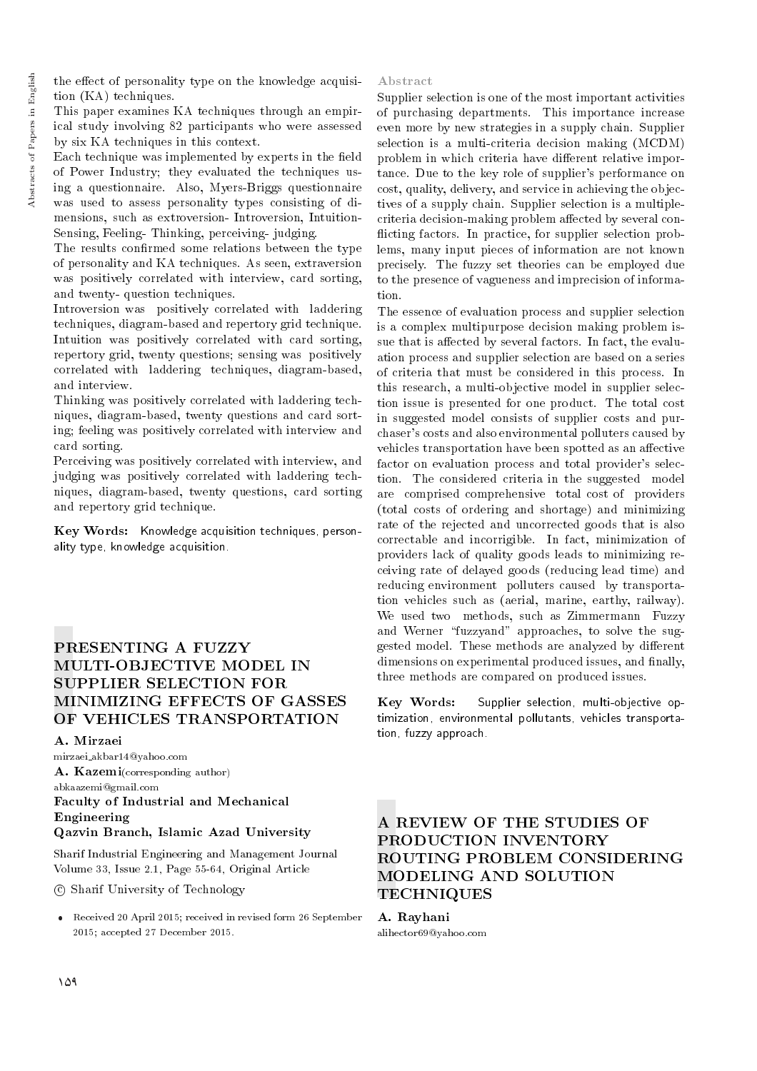the effect of personality type on the knowledge acquisition (KA) techniques.

This paper examines KA techniques through an empirical study involving 82 participants who were assessed by six KA techniques in this context.

Each technique was implemented by experts in the field of Power Industry; they evaluated the techniques using a questionnaire. Also, Myers-Briggs questionnaire was used to assess personality types consisting of dimensions, such as extroversion- Introversion, Intuition-Sensing, Feeling- Thinking, perceiving- judging.

The results confirmed some relations between the type of personality and KA techniques. As seen, extraversion was positively correlated with interview, card sorting, and twenty- question techniques.

Introversion was positively correlated with laddering techniques, diagram-based and repertory grid technique. Intuition was positively correlated with card sorting, repertory grid, twenty questions; sensing was positively correlated with laddering techniques, diagram-based, and interview.

Thinking was positively correlated with laddering techniques, diagram-based, twenty questions and card sorting; feeling was positively correlated with interview and card sorting.

Perceiving was positively correlated with interview, and judging was positively correlated with laddering techniques, diagram-based, twenty questions, card sorting and repertory grid technique.

**Key Words:** Knowledge acquisition techniques, personality type, knowledge acquisition.

## PRESENTING A FUZZY MULTI-OBJECTIVE MODEL IN SUPPLIER SELECTION FOR MINIMIZING EFFECTS OF GASSES OF VEHICLES TRANSPORTATION

**A. Mirzaei**
mirzaei_akbar14@yahoo.com
**A. Kazemi**(corresponding author)
abkaazemi@gmail.com
**Faculty of Industrial and Mechanical Engineering**
**Qazvin Branch, Islamic Azad University**

Sharif Industrial Engineering and Management Journal
Volume 33, Issue 2.1, Page 55-64, Original Article

© Sharif University of Technology

- Received 20 April 2015; received in revised form 26 September 2015; accepted 27 December 2015.

### Abstract

Supplier selection is one of the most important activities of purchasing departments. This importance increase even more by new strategies in a supply chain. Supplier selection is a multi-criteria decision making (MCDM) problem in which criteria have different relative importance. Due to the key role of supplier's performance on cost, quality, delivery, and service in achieving the objectives of a supply chain. Supplier selection is a multiple-criteria decision-making problem affected by several conflicting factors. In practice, for supplier selection problems, many input pieces of information are not known precisely. The fuzzy set theories can be employed due to the presence of vagueness and imprecision of information.

The essence of evaluation process and supplier selection is a complex multipurpose decision making problem issue that is affected by several factors. In fact, the evaluation process and supplier selection are based on a series of criteria that must be considered in this process. In this research, a multi-objective model in supplier selection issue is presented for one product. The total cost in suggested model consists of supplier costs and purchaser's costs and also environmental polluters caused by vehicles transportation have been spotted as an affective factor on evaluation process and total provider's selection. The considered criteria in the suggested model are comprised comprehensive total cost of providers (total costs of ordering and shortage) and minimizing rate of the rejected and uncorrected goods that is also correctable and incorrigible. In fact, minimization of providers lack of quality goods leads to minimizing receiving rate of delayed goods (reducing lead time) and reducing environment polluters caused by transportation vehicles such as (aerial, marine, earthy, railway). We used two methods, such as Zimmermann Fuzzy and Werner "fuzzyand" approaches, to solve the suggested model. These methods are analyzed by different dimensions on experimental produced issues, and finally, three methods are compared on produced issues.

**Key Words:** Supplier selection, multi-objective optimization, environmental pollutants, vehicles transportation, fuzzy approach.

## A REVIEW OF THE STUDIES OF PRODUCTION INVENTORY ROUTING PROBLEM CONSIDERING MODELING AND SOLUTION TECHNIQUES

**A. Rayhani**
alihector69@yahoo.com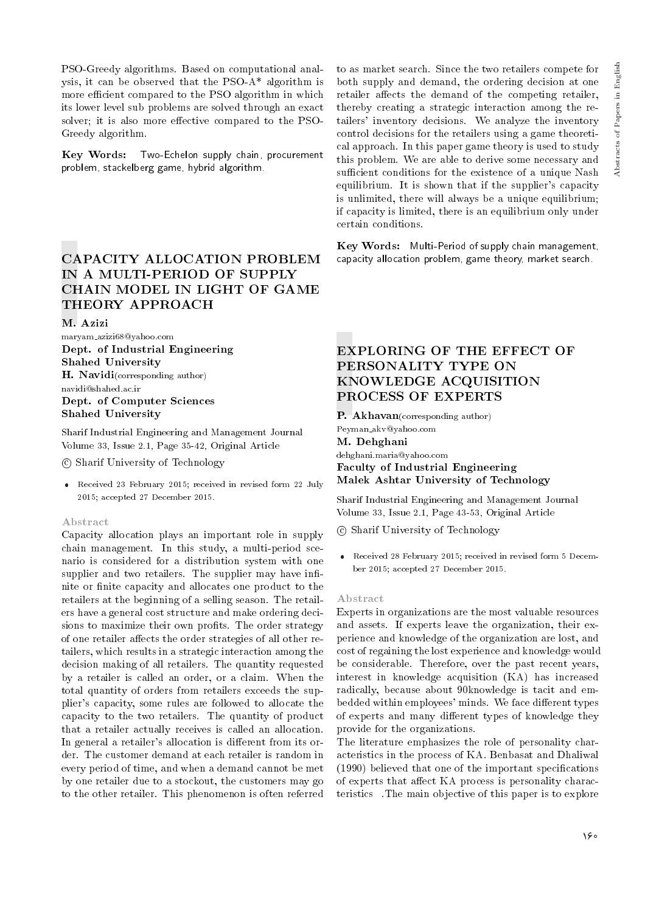PSO-Greedy algorithms. Based on computational analysis, it can be observed that the PSO-A* algorithm is more efficient compared to the PSO algorithm in which its lower level sub problems are solved through an exact solver; it is also more effective compared to the PSO-Greedy algorithm.

**Key Words:** Two-Echelon supply chain, procurement problem, stackelberg game, hybrid algorithm.

## CAPACITY ALLOCATION PROBLEM IN A MULTI-PERIOD OF SUPPLY CHAIN MODEL IN LIGHT OF GAME THEORY APPROACH

**M. Azizi**
maryam_azizi68@yahoo.com
**Dept. of Industrial Engineering**
**Shahed University**
**H. Navidi**(corresponding author)
navidi@shahed.ac.ir
**Dept. of Computer Sciences**
**Shahed University**

Sharif Industrial Engineering and Management Journal
Volume 33, Issue 2.1, Page 35-42, Original Article

© Sharif University of Technology

- Received 23 February 2015; received in revised form 22 July 2015; accepted 27 December 2015.

### Abstract

Capacity allocation plays an important role in supply chain management. In this study, a multi-period scenario is considered for a distribution system with one supplier and two retailers. The supplier may have infinite or finite capacity and allocates one product to the retailers at the beginning of a selling season. The retailers have a general cost structure and make ordering decisions to maximize their own profits. The order strategy of one retailer affects the order strategies of all other retailers, which results in a strategic interaction among the decision making of all retailers. The quantity requested by a retailer is called an order, or a claim. When the total quantity of orders from retailers exceeds the supplier's capacity, some rules are followed to allocate the capacity to the two retailers. The quantity of product that a retailer actually receives is called an allocation. In general a retailer's allocation is different from its order. The customer demand at each retailer is random in every period of time, and when a demand cannot be met by one retailer due to a stockout, the customers may go to the other retailer. This phenomenon is often referred to as market search. Since the two retailers compete for both supply and demand, the ordering decision at one retailer affects the demand of the competing retailer, thereby creating a strategic interaction among the retailers' inventory decisions. We analyze the inventory control decisions for the retailers using a game theoretical approach. In this paper game theory is used to study this problem. We are able to derive some necessary and sufficient conditions for the existence of a unique Nash equilibrium. It is shown that if the supplier's capacity is unlimited, there will always be a unique equilibrium; if capacity is limited, there is an equilibrium only under certain conditions.

**Key Words:** Multi-Period of supply chain management, capacity allocation problem, game theory, market search.

## EXPLORING OF THE EFFECT OF PERSONALITY TYPE ON KNOWLEDGE ACQUISITION PROCESS OF EXPERTS

**P. Akhavan**(corresponding author)
Peyman_akv@yahoo.com
**M. Dehghani**
dehghani.maria@yahoo.com
**Faculty of Industrial Engineering**
**Malek Ashtar University of Technology**

Sharif Industrial Engineering and Management Journal
Volume 33, Issue 2.1, Page 43-53, Original Article

© Sharif University of Technology

- Received 28 February 2015; received in revised form 5 December 2015; accepted 27 December 2015.

### Abstract

Experts in organizations are the most valuable resources and assets. If experts leave the organization, their experience and knowledge of the organization are lost, and cost of regaining the lost experience and knowledge would be considerable. Therefore, over the past recent years, interest in knowledge acquisition (KA) has increased radically, because about 90knowledge is tacit and embedded within employees' minds. We face different types of experts and many different types of knowledge they provide for the organizations.

The literature emphasizes the role of personality characteristics in the process of KA. Benbasat and Dhaliwal (1990) believed that one of the important specifications of experts that affect KA process is personality characteristics .The main objective of this paper is to explore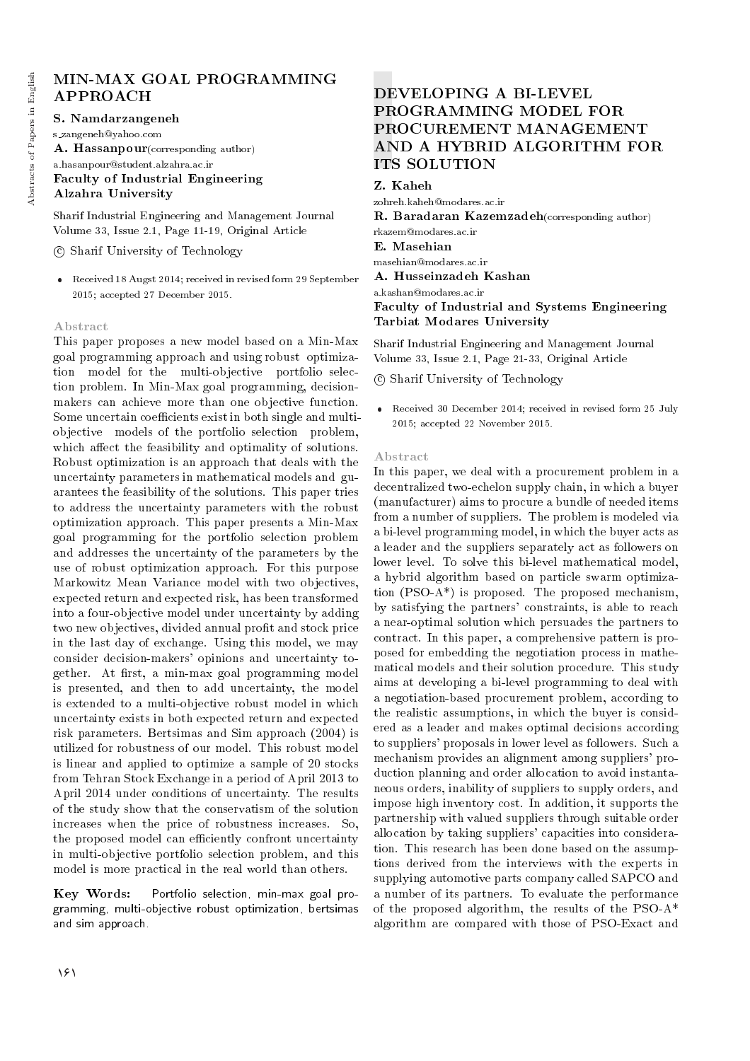# MIN-MAX GOAL PROGRAMMING APPROACH

**S. Namdarzangeneh**

s_zangeneh@yahoo.com

**A. Hassanpour**(corresponding author)

a.hasanpour@student.alzahra.ac.ir

**Faculty of Industrial Engineering**
**Alzahra University**

Sharif Industrial Engineering and Management Journal
Volume 33, Issue 2.1, Page 11-19, Original Article

© Sharif University of Technology

- Received 18 Augst 2014; received in revised form 29 September 2015; accepted 27 December 2015.

## Abstract

This paper proposes a new model based on a Min-Max goal programming approach and using robust optimization model for the multi-objective portfolio selection problem. In Min-Max goal programming, decision-makers can achieve more than one objective function. Some uncertain coefficients exist in both single and multi-objective models of the portfolio selection problem, which affect the feasibility and optimality of solutions. Robust optimization is an approach that deals with the uncertainty parameters in mathematical models and guarantees the feasibility of the solutions. This paper tries to address the uncertainty parameters with the robust optimization approach. This paper presents a Min-Max goal programming for the portfolio selection problem and addresses the uncertainty of the parameters by the use of robust optimization approach. For this purpose Markowitz Mean Variance model with two objectives, expected return and expected risk, has been transformed into a four-objective model under uncertainty by adding two new objectives, divided annual profit and stock price in the last day of exchange. Using this model, we may consider decision-makers' opinions and uncertainty together. At first, a min-max goal programming model is presented, and then to add uncertainty, the model is extended to a multi-objective robust model in which uncertainty exists in both expected return and expected risk parameters. Bertsimas and Sim approach (2004) is utilized for robustness of our model. This robust model is linear and applied to optimize a sample of 20 stocks from Tehran Stock Exchange in a period of April 2013 to April 2014 under conditions of uncertainty. The results of the study show that the conservatism of the solution increases when the price of robustness increases. So, the proposed model can efficiently confront uncertainty in multi-objective portfolio selection problem, and this model is more practical in the real world than others.

**Key Words:** Portfolio selection, min-max goal programming, multi-objective robust optimization, bertsimas and sim approach.

# DEVELOPING A BI-LEVEL PROGRAMMING MODEL FOR PROCUREMENT MANAGEMENT AND A HYBRID ALGORITHM FOR ITS SOLUTION

**Z. Kaheh**

zohreh.kaheh@modares.ac.ir

**R. Baradaran Kazemzadeh**(corresponding author)

rkazem@modares.ac.ir

**E. Masehian**

masehian@modares.ac.ir

**A. Husseinzadeh Kashan**

a.kashan@modares.ac.ir

**Faculty of Industrial and Systems Engineering**
**Tarbiat Modares University**

Sharif Industrial Engineering and Management Journal
Volume 33, Issue 2.1, Page 21-33, Original Article

© Sharif University of Technology

- Received 30 December 2014; received in revised form 25 July 2015; accepted 22 November 2015.

## Abstract

In this paper, we deal with a procurement problem in a decentralized two-echelon supply chain, in which a buyer (manufacturer) aims to procure a bundle of needed items from a number of suppliers. The problem is modeled via a bi-level programming model, in which the buyer acts as a leader and the suppliers separately act as followers on lower level. To solve this bi-level mathematical model, a hybrid algorithm based on particle swarm optimization (PSO-A*) is proposed. The proposed mechanism, by satisfying the partners' constraints, is able to reach a near-optimal solution which persuades the partners to contract. In this paper, a comprehensive pattern is proposed for embedding the negotiation process in mathematical models and their solution procedure. This study aims at developing a bi-level programming to deal with a negotiation-based procurement problem, according to the realistic assumptions, in which the buyer is considered as a leader and makes optimal decisions according to suppliers' proposals in lower level as followers. Such a mechanism provides an alignment among suppliers' production planning and order allocation to avoid instantaneous orders, inability of suppliers to supply orders, and impose high inventory cost. In addition, it supports the partnership with valued suppliers through suitable order allocation by taking suppliers' capacities into consideration. This research has been done based on the assumptions derived from the interviews with the experts in supplying automotive parts company called SAPCO and a number of its partners. To evaluate the performance of the proposed algorithm, the results of the PSO-A* algorithm are compared with those of PSO-Exact and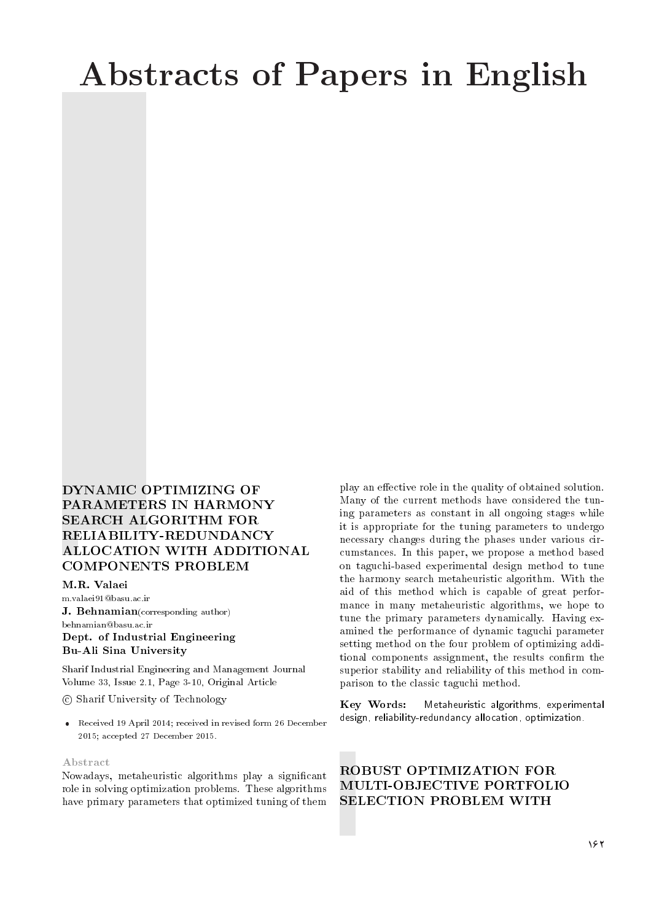# Abstracts of Papers in English

## DYNAMIC OPTIMIZING OF PARAMETERS IN HARMONY SEARCH ALGORITHM FOR RELIABILITY-REDUNDANCY ALLOCATION WITH ADDITIONAL COMPONENTS PROBLEM

**M.R. Valaei**
m.valaei91@basu.ac.ir
**J. Behnamian**(corresponding author)
behnamian@basu.ac.ir
**Dept. of Industrial Engineering**
**Bu-Ali Sina University**

Sharif Industrial Engineering and Management Journal
Volume 33, Issue 2.1, Page 3-10, Original Article

© Sharif University of Technology

- Received 19 April 2014; received in revised form 26 December 2015; accepted 27 December 2015.

### Abstract

Nowadays, metaheuristic algorithms play a significant role in solving optimization problems. These algorithms have primary parameters that optimized tuning of them play an effective role in the quality of obtained solution. Many of the current methods have considered the tuning parameters as constant in all ongoing stages while it is appropriate for the tuning parameters to undergo necessary changes during the phases under various circumstances. In this paper, we propose a method based on taguchi-based experimental design method to tune the harmony search metaheuristic algorithm. With the aid of this method which is capable of great performance in many metaheuristic algorithms, we hope to tune the primary parameters dynamically. Having examined the performance of dynamic taguchi parameter setting method on the four problem of optimizing additional components assignment, the results confirm the superior stability and reliability of this method in comparison to the classic taguchi method.

**Key Words:** Metaheuristic algorithms, experimental design, reliability-redundancy allocation, optimization.

## ROBUST OPTIMIZATION FOR MULTI-OBJECTIVE PORTFOLIO SELECTION PROBLEM WITH